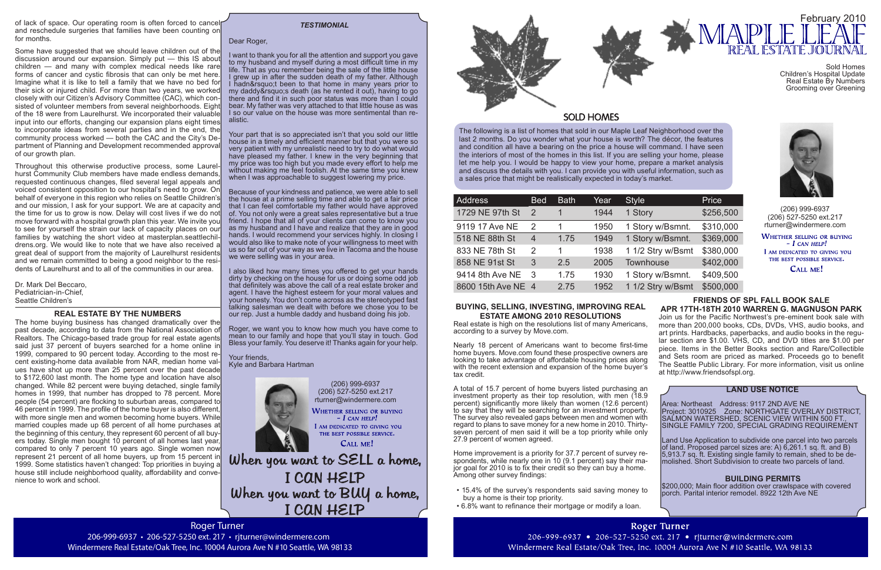of lack of space. Our operating room is often forced to cancel and reschedule surgeries that families have been counting on for months.

Some have suggested that we should leave children out of the discussion around our expansion. Simply put — this IS about children — and many with complex medical needs like rare forms of cancer and cystic fibrosis that can only be met here. Imagine what it is like to tell a family that we have no bed for their sick or injured child. For more than two years, we worked closely with our Citizen's Advisory Committee (CAC), which consisted of volunteer members from several neighborhoods. Eight of the 18 were from Laurelhurst. We incorporated their valuable input into our efforts, changing our expansion plans eight times to incorporate ideas from several parties and in the end, the community process worked — both the CAC and the City's Department of Planning and Development recommended approval of our growth plan.

Throughout this otherwise productive process, some Laurelhurst Community Club members have made endless demands, requested continuous changes, filed several legal appeals and voiced consistent opposition to our hospital's need to grow. On behalf of everyone in this region who relies on Seattle Children's and our mission, I ask for your support. We are at capacity and the time for us to grow is now. Delay will cost lives if we do not move forward with a hospital growth plan this year. We invite you to see for yourself the strain our lack of capacity places on our families by watching the short video at masterplan.seattlechildrens.org. We would like to note that we have also received a great deal of support from the majority of Laurelhurst residents and we remain committed to being a good neighbor to the residents of Laurelhurst and to all of the communities in our area.

Dr. Mark Del Beccaro,
Pediatrician-in-Chief,
Seattle Children's

## REAL ESTATE BY THE NUMBERS

The home buying business has changed dramatically over the past decade, according to data from the National Association of Realtors. The Chicago-based trade group for real estate agents said just 37 percent of buyers searched for a home online in 1999, compared to 90 percent today. According to the most recent existing-home data available from NAR, median home values have shot up more than 25 percent over the past decade to $172,600 last month. The home type and location have also changed. While 82 percent were buying detached, single family homes in 1999, that number has dropped to 78 percent. More people (54 percent) are flocking to suburban areas, compared to 46 percent in 1999. The profile of the home buyer is also different, with more single men and women becoming home buyers. While married couples made up 68 percent of all home purchases at the beginning of this century, they represent 60 percent of all buyers today. Single men bought 10 percent of all homes last year, compared to only 7 percent 10 years ago. Single women now represent 21 percent of all home buyers, up from 15 percent in 1999. Some statistics haven't changed: Top priorities in buying a house still include neighborhood quality, affordability and convenience to work and school.

### *TESTIMONIAL*

Dear Roger,

I want to thank you for all the attention and support you gave to my husband and myself during a most difficult time in my life. That as you remember being the sale of the little house I grew up in after the sudden death of my father. Although I hadn&rsquo;t been to that home in many years prior to my daddy&rsquo;s death (as he rented it out), having to go there and find it in such poor status was more than I could bear. My father was very attached to that little house as was I so our value on the house was more sentimental than realistic.

Your part that is so appreciated isn't that you sold our little house in a timely and efficient manner but that you were so very patient with my unrealistic need to try to do what would have pleased my father. I knew in the very beginning that my price was too high but you made every effort to help me without making me feel foolish. At the same time you knew when I was approachable to suggest lowering my price.

Because of your kindness and patience, we were able to sell the house at a prime selling time and able to get a fair price that I can feel comfortable my father would have approved of. You not only were a great sales representative but a true friend. I hope that all of your clients can come to know you as my husband and I have and realize that they are in good hands. I would recommend your services highly. In closing I would also like to make note of your willingness to meet with us so far out of your way as we live in Tacoma and the house we were selling was in your area.

I also liked how many times you offered to get your hands dirty by checking on the house for us or doing some odd job that definitely was above the call of a real estate broker and agent. I have the highest esteem for your moral values and your honesty. You don't come across as the stereotyped fast talking salesman we dealt with before we chose you to be our rep. Just a humble daddy and husband doing his job.

Roger, we want you to know how much you have come to mean to our family and hope that you'll stay in touch. God Bless your family. You deserve it! Thanks again for your help.

Your friends,
Kyle and Barbara Hartman

(206) 999-6937
(206) 527-5250 ext.217
rturner@windermere.com

WHETHER SELLING OR BUYING – *I CAN HELP!*
I AM DEDICATED TO GIVING YOU THE BEST POSSIBLE SERVICE.
CALL ME!

When you want to SELL a home, I CAN HELP
When you want to BUY a home, I CAN HELP

Roger Turner
206-999-6937 • 206-527-5250 ext. 217 • rjturner@windermere.com
Windermere Real Estate/Oak Tree, Inc. 10004 Aurora Ave N #10 Seattle, WA 98133

# MAPLE LEAF REAL ESTATE JOURNAL

February 2010

Sold Homes
Children's Hospital Update
Real Estate By Numbers
Grooming over Greening

## SOLD HOMES

The following is a list of homes that sold in our Maple Leaf Neighborhood over the last 2 months. Do you wonder what your house is worth? The décor, the features and condition all have a bearing on the price a house will command. I have seen the interiors of most of the homes in this list. If you are selling your home, please let me help you. I would be happy to view your home, prepare a market analysis and discuss the details with you. I can provide you with useful information, such as a sales price that might be realistically expected in today's market.

| Address | Bed | Bath | Year | Style | Price |
|---|---|---|---|---|---|
| 1729 NE 97th St | 2 | 1 | 1944 | 1 Story | $256,500 |
| 9119 17 Ave NE | 2 | 1 | 1950 | 1 Story w/Bsmnt. | $310,000 |
| 518 NE 88th St | 4 | 1.75 | 1949 | 1 Story w/Bsmnt. | $369,000 |
| 833 NE 78th St | 2 | 1 | 1938 | 1 1/2 Stry w/Bsmt | $380,000 |
| 858 NE 91st St | 3 | 2.5 | 2005 | Townhouse | $402,000 |
| 9414 8th Ave NE | 3 | 1.75 | 1930 | 1 Story w/Bsmnt. | $409,500 |
| 8600 15th Ave NE | 4 | 2.75 | 1952 | 1 1/2 Stry w/Bsmt | $500,000 |

(206) 999-6937
(206) 527-5250 ext.217
rturner@windermere.com

WHETHER SELLING OR BUYING – *I CAN HELP!*
I AM DEDICATED TO GIVING YOU THE BEST POSSIBLE SERVICE.
CALL ME!

## BUYING, SELLING, INVESTING, IMPROVING REAL ESTATE AMONG 2010 RESOLUTIONS

Real estate is high on the resolutions list of many Americans, according to a survey by Move.com.

Nearly 18 percent of Americans want to become first-time home buyers. Move.com found these prospective owners are looking to take advantage of affordable housing prices along with the recent extension and expansion of the home buyer's tax credit.

A total of 15.7 percent of home buyers listed purchasing an investment property as their top resolution, with men (18.9 percent) significantly more likely than women (12.6 percent) to say that they will be searching for an investment property. The survey also revealed gaps between men and women with regard to plans to save money for a new home in 2010. Thirty-seven percent of men said it will be a top priority while only 27.9 percent of women agreed.

Home improvement is a priority for 37.7 percent of survey respondents, while nearly one in 10 (9.1 percent) say their major goal for 2010 is to fix their credit so they can buy a home. Among other survey findings:

- 15.4% of the survey's respondents said saving money to buy a home is their top priority.
- 6.8% want to refinance their mortgage or modify a loan.

## FRIENDS OF SPL FALL BOOK SALE APR 17TH-18TH 2010 WARREN G. MAGNUSON PARK

Join us for the Pacific Northwest's pre-eminent book sale with more than 200,000 books, CDs, DVDs, VHS, audio books, and art prints. Hardbacks, paperbacks, and audio books in the regular section are $1.00. VHS, CD, and DVD titles are $1.00 per piece. Items in the Better Books section and Rare/Collectible and Sets room are priced as marked. Proceeds go to benefit The Seattle Public Library. For more information, visit us online at http://www.friendsofspl.org.

## LAND USE NOTICE

Area: Northeast Address: 9117 2ND AVE NE
Project: 3010925 Zone: NORTHGATE OVERLAY DISTRICT, SALMON WATERSHED, SCENIC VIEW WITHIN 500 FT., SINGLE FAMILY 7200, SPECIAL GRADING REQUIREMENT

Land Use Application to subdivide one parcel into two parcels of land. Proposed parcel sizes are: A) 6,261.1 sq. ft. and B) 5,913.7 sq. ft. Existing single family to remain, shed to be demolished. Short Subdivision to create two parcels of land.

### BUILDING PERMITS

$200,000; Main floor addition over crawlspace with covered porch. Parital interior remodel. 8922 12th Ave NE

Roger Turner
206-999-6937 • 206-527-5250 ext. 217 • rjturner@windermere.com
Windermere Real Estate/Oak Tree, Inc. 10004 Aurora Ave N #10 Seattle, WA 98133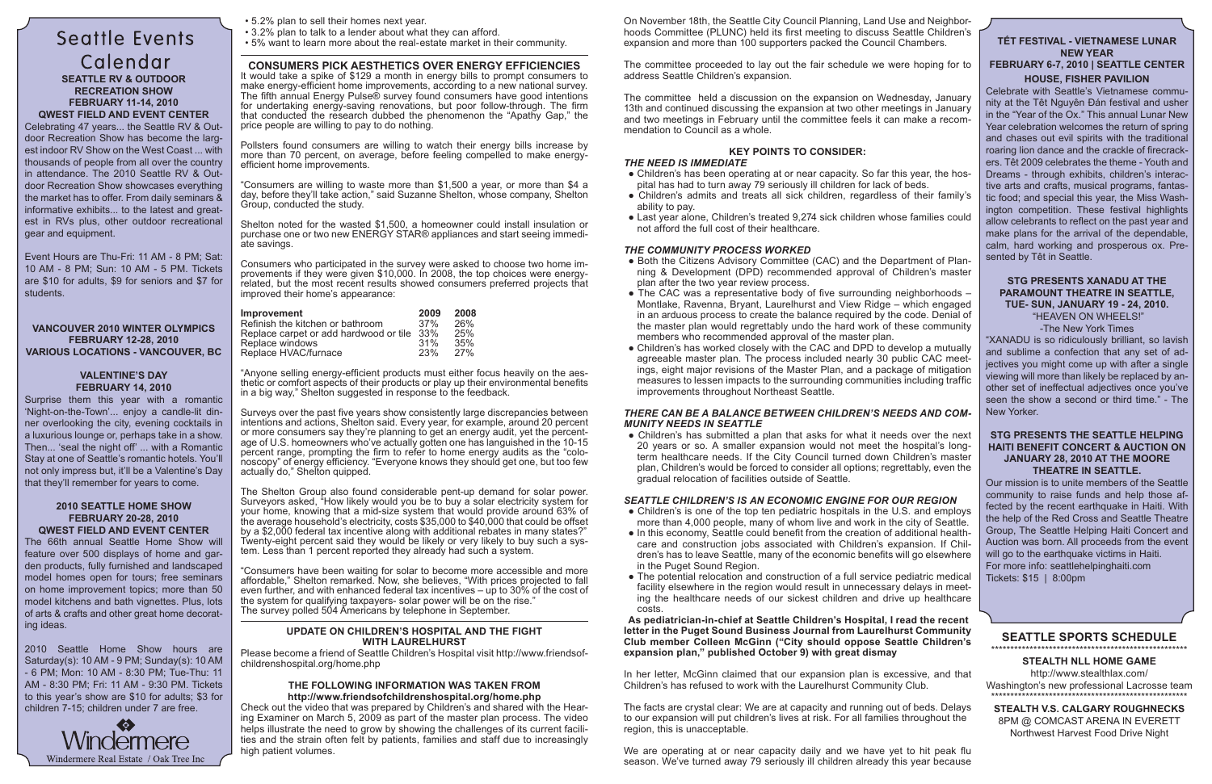# Seattle Events Calendar

## SEATTLE RV & OUTDOOR RECREATION SHOW
**FEBRUARY 11-14, 2010**
**QWEST FIELD AND EVENT CENTER**

Celebrating 47 years... the Seattle RV & Outdoor Recreation Show has become the largest indoor RV Show on the West Coast ... with thousands of people from all over the country in attendance. The 2010 Seattle RV & Outdoor Recreation Show showcases everything the market has to offer. From daily seminars & informative exhibits... to the latest and greatest in RVs plus, other outdoor recreational gear and equipment.

Event Hours are Thu-Fri: 11 AM - 8 PM; Sat: 10 AM - 8 PM; Sun: 10 AM - 5 PM. Tickets are $10 for adults, $9 for seniors and $7 for students.

## VANCOUVER 2010 WINTER OLYMPICS
**FEBRUARY 12-28, 2010**
**VARIOUS LOCATIONS - VANCOUVER, BC**

## VALENTINE'S DAY
**FEBRUARY 14, 2010**

Surprise them this year with a romantic 'Night-on-the-Town'... enjoy a candle-lit dinner overlooking the city, evening cocktails in a luxurious lounge, or perhaps take in a show. Then... 'seal the night off' ... with a Romantic Stay at one of Seattle's romantic hotels. You'll not only impress but, it'll be a Valentine's Day that they'll remember for years to come.

## 2010 SEATTLE HOME SHOW
**FEBRUARY 20-28, 2010**
**QWEST FIELD AND EVENT CENTER**

The 66th annual Seattle Home Show will feature over 500 displays of home and garden products, fully furnished and landscaped model homes open for tours; free seminars on home improvement topics; more than 50 model kitchens and bath vignettes. Plus, lots of arts & crafts and other great home decorating ideas.

2010 Seattle Home Show hours are Saturday(s): 10 AM - 9 PM; Sunday(s): 10 AM - 6 PM; Mon: 10 AM - 8:30 PM; Tue-Thu: 11 AM - 8:30 PM; Fri: 11 AM - 9:30 PM. Tickets to this year's show are $10 for adults; $3 for children 7-15; children under 7 are free.

Windermere
Windermere Real Estate / Oak Tree Inc

- 5.2% plan to sell their homes next year.
- 3.2% plan to talk to a lender about what they can afford.
- 5% want to learn more about the real-estate market in their community.

## CONSUMERS PICK AESTHETICS OVER ENERGY EFFICIENCIES

It would take a spike of $129 a month in energy bills to prompt consumers to make energy-efficient home improvements, according to a new national survey. The fifth annual Energy Pulse® survey found consumers have good intentions for undertaking energy-saving renovations, but poor follow-through. The firm that conducted the research dubbed the phenomenon the "Apathy Gap," the price people are willing to pay to do nothing.

Pollsters found consumers are willing to watch their energy bills increase by more than 70 percent, on average, before feeling compelled to make energy-efficient home improvements.

"Consumers are willing to waste more than $1,500 a year, or more than $4 a day, before they'll take action," said Suzanne Shelton, whose company, Shelton Group, conducted the study.

Shelton noted for the wasted $1,500, a homeowner could install insulation or purchase one or two new ENERGY STAR® appliances and start seeing immediate savings.

Consumers who participated in the survey were asked to choose two home improvements if they were given $10,000. In 2008, the top choices were energy-related, but the most recent results showed consumers preferred projects that improved their home's appearance:

| Improvement | 2009 | 2008 |
|---|---|---|
| Refinish the kitchen or bathroom | 37% | 26% |
| Replace carpet or add hardwood or tile | 33% | 25% |
| Replace windows | 31% | 35% |
| Replace HVAC/furnace | 23% | 27% |

"Anyone selling energy-efficient products must either focus heavily on the aesthetic or comfort aspects of their products or play up their environmental benefits in a big way," Shelton suggested in response to the feedback.

Surveys over the past five years show consistently large discrepancies between intentions and actions, Shelton said. Every year, for example, around 20 percent or more consumers say they're planning to get an energy audit, yet the percentage of U.S. homeowners who've actually gotten one has languished in the 10-15 percent range, prompting the firm to refer to home energy audits as the "colonoscopy" of energy efficiency. "Everyone knows they should get one, but too few actually do," Shelton quipped.

The Shelton Group also found considerable pent-up demand for solar power. Surveyors asked, "How likely would you be to buy a solar electricity system for your home, knowing that a mid-size system that would provide around 63% of the average household's electricity, costs $35,000 to $40,000 that could be offset by a $2,000 federal tax incentive along with additional rebates in many states?" Twenty-eight percent said they would be likely or very likely to buy such a system. Less than 1 percent reported they already had such a system.

"Consumers have been waiting for solar to become more accessible and more affordable," Shelton remarked. Now, she believes, "With prices projected to fall even further, and with enhanced federal tax incentives – up to 30% of the cost of the system for qualifying taxpayers- solar power will be on the rise."
The survey polled 504 Americans by telephone in September.

## UPDATE ON CHILDREN'S HOSPITAL AND THE FIGHT WITH LAURELHURST

Please become a friend of Seattle Children's Hospital visit http://www.friendsofchildrenshospital.org/home.php

### THE FOLLOWING INFORMATION WAS TAKEN FROM http://www.friendsofchildrenshospital.org/home.php

Check out the video that was prepared by Children's and shared with the Hearing Examiner on March 5, 2009 as part of the master plan process. The video helps illustrate the need to grow by showing the challenges of its current facilities and the strain often felt by patients, families and staff due to increasingly high patient volumes.

On November 18th, the Seattle City Council Planning, Land Use and Neighborhoods Committee (PLUNC) held its first meeting to discuss Seattle Children's expansion and more than 100 supporters packed the Council Chambers.

The committee proceeded to lay out the fair schedule we were hoping for to address Seattle Children's expansion.

The committee held a discussion on the expansion on Wednesday, January 13th and continued discussing the expansion at two other meetings in January and two meetings in February until the committee feels it can make a recommendation to Council as a whole.

### KEY POINTS TO CONSIDER:

***THE NEED IS IMMEDIATE***

- Children's has been operating at or near capacity. So far this year, the hospital has had to turn away 79 seriously ill children for lack of beds.
- Children's admits and treats all sick children, regardless of their family's ability to pay.
- Last year alone, Children's treated 9,274 sick children whose families could not afford the full cost of their healthcare.

***THE COMMUNITY PROCESS WORKED***

- Both the Citizens Advisory Committee (CAC) and the Department of Planning & Development (DPD) recommended approval of Children's master plan after the two year review process.
- The CAC was a representative body of five surrounding neighborhoods – Montlake, Ravenna, Bryant, Laurelhurst and View Ridge – which engaged in an arduous process to create the balance required by the code. Denial of the master plan would regrettably undo the hard work of these community members who recommended approval of the master plan.
- Children's has worked closely with the CAC and DPD to develop a mutually agreeable master plan. The process included nearly 30 public CAC meetings, eight major revisions of the Master Plan, and a package of mitigation measures to lessen impacts to the surrounding communities including traffic improvements throughout Northeast Seattle.

***THERE CAN BE A BALANCE BETWEEN CHILDREN'S NEEDS AND COMMUNITY NEEDS IN SEATTLE***

- Children's has submitted a plan that asks for what it needs over the next 20 years or so. A smaller expansion would not meet the hospital's long-term healthcare needs. If the City Council turned down Children's master plan, Children's would be forced to consider all options; regrettably, even the gradual relocation of facilities outside of Seattle.

***SEATTLE CHILDREN'S IS AN ECONOMIC ENGINE FOR OUR REGION***

- Children's is one of the top ten pediatric hospitals in the U.S. and employs more than 4,000 people, many of whom live and work in the city of Seattle.
- In this economy, Seattle could benefit from the creation of additional healthcare and construction jobs associated with Children's expansion. If Children's has to leave Seattle, many of the economic benefits will go elsewhere in the Puget Sound Region.
- The potential relocation and construction of a full service pediatric medical facility elsewhere in the region would result in unnecessary delays in meeting the healthcare needs of our sickest children and drive up healthcare costs.

**As pediatrician-in-chief at Seattle Children's Hospital, I read the recent letter in the Puget Sound Business Journal from Laurelhurst Community Club member Colleen McGinn ("City should oppose Seattle Children's expansion plan," published October 9) with great dismay**

In her letter, McGinn claimed that our expansion plan is excessive, and that Children's has refused to work with the Laurelhurst Community Club.

The facts are crystal clear: We are at capacity and running out of beds. Delays to our expansion will put children's lives at risk. For all families throughout the region, this is unacceptable.

We are operating at or near capacity daily and we have yet to hit peak flu season. We've turned away 79 seriously ill children already this year because

## TẾT FESTIVAL - VIETNAMESE LUNAR NEW YEAR
**FEBRUARY 6-7, 2010 | SEATTLE CENTER HOUSE, FISHER PAVILION**

Celebrate with Seattle's Vietnamese community at the Tết Nguyên Đán festival and usher in the "Year of the Ox." This annual Lunar New Year celebration welcomes the return of spring and chases out evil spirits with the traditional roaring lion dance and the crackle of firecrackers. Tết 2009 celebrates the theme - Youth and Dreams - through exhibits, children's interactive arts and crafts, musical programs, fantastic food; and special this year, the Miss Washington competition. These festival highlights allow celebrants to reflect on the past year and make plans for the arrival of the dependable, calm, hard working and prosperous ox. Presented by Tết in Seattle.

## STG PRESENTS XANADU AT THE PARAMOUNT THEATRE IN SEATTLE, TUE- SUN, JANUARY 19 - 24, 2010.

"HEAVEN ON WHEELS!"
-The New York Times

"XANADU is so ridiculously brilliant, so lavish and sublime a confection that any set of adjectives you might come up with after a single viewing will more than likely be replaced by another set of ineffectual adjectives once you've seen the show a second or third time." - The New Yorker.

## STG PRESENTS THE SEATTLE HELPING HAITI BENEFIT CONCERT & AUCTION ON JANUARY 28, 2010 AT THE MOORE THEATRE IN SEATTLE.

Our mission is to unite members of the Seattle community to raise funds and help those affected by the recent earthquake in Haiti. With the help of the Red Cross and Seattle Theatre Group, The Seattle Helping Haiti Concert and Auction was born. All proceeds from the event will go to the earthquake victims in Haiti.
For more info: seattlehelpinghaiti.com
Tickets: $15 | 8:00pm

## SEATTLE SPORTS SCHEDULE

**STEALTH NLL HOME GAME**
http://www.stealthlax.com/
Washington's new professional Lacrosse team

**STEALTH V.S. CALGARY ROUGHNECKS**
8PM @ COMCAST ARENA IN EVERETT
Northwest Harvest Food Drive Night